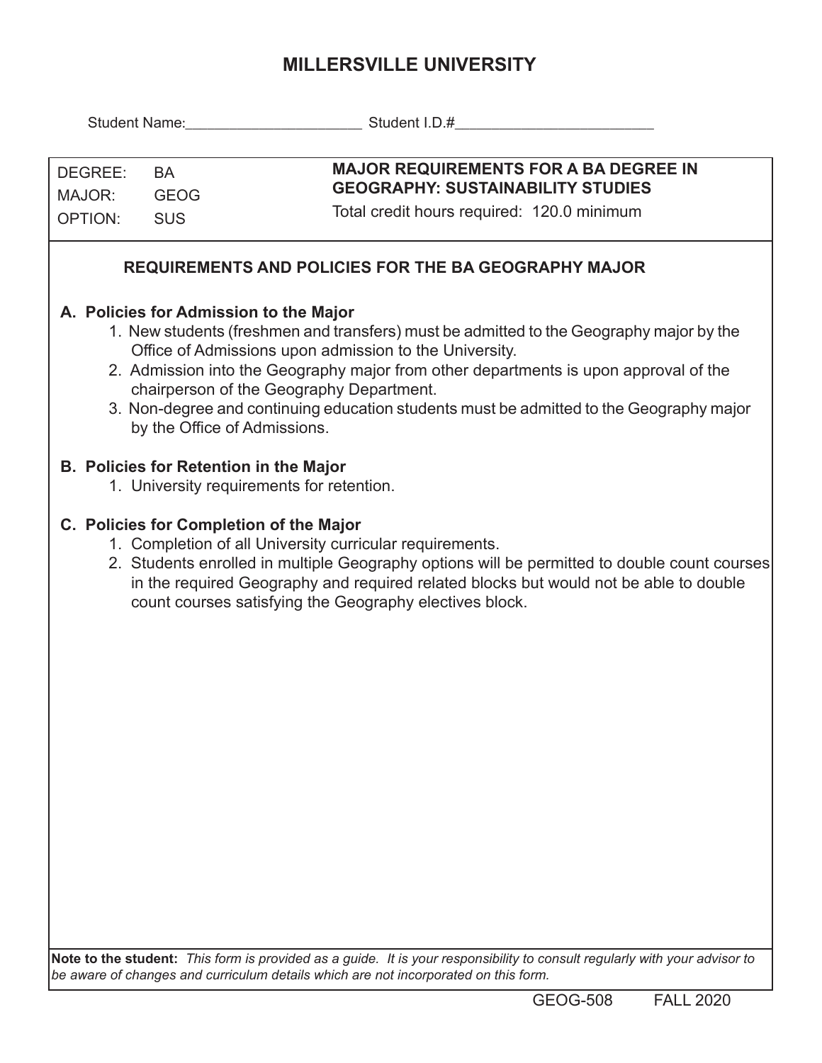# MILLERSVILLE UNIVERSITY

Student Name:______________________ Student I.D.#_________________________

| | | |
|---|---|---|
| DEGREE: | BA | **MAJOR REQUIREMENTS FOR A BA DEGREE IN GEOGRAPHY: SUSTAINABILITY STUDIES** |
| MAJOR: | GEOG | Total credit hours required: 120.0 minimum |
| OPTION: | SUS | |

## REQUIREMENTS AND POLICIES FOR THE BA GEOGRAPHY MAJOR

**A. Policies for Admission to the Major**

1. New students (freshmen and transfers) must be admitted to the Geography major by the Office of Admissions upon admission to the University.
2. Admission into the Geography major from other departments is upon approval of the chairperson of the Geography Department.
3. Non-degree and continuing education students must be admitted to the Geography major by the Office of Admissions.

**B. Policies for Retention in the Major**

1. University requirements for retention.

**C. Policies for Completion of the Major**

1. Completion of all University curricular requirements.
2. Students enrolled in multiple Geography options will be permitted to double count courses in the required Geography and required related blocks but would not be able to double count courses satisfying the Geography electives block.

**Note to the student:** *This form is provided as a guide. It is your responsibility to consult regularly with your advisor to be aware of changes and curriculum details which are not incorporated on this form.*

GEOG-508 FALL 2020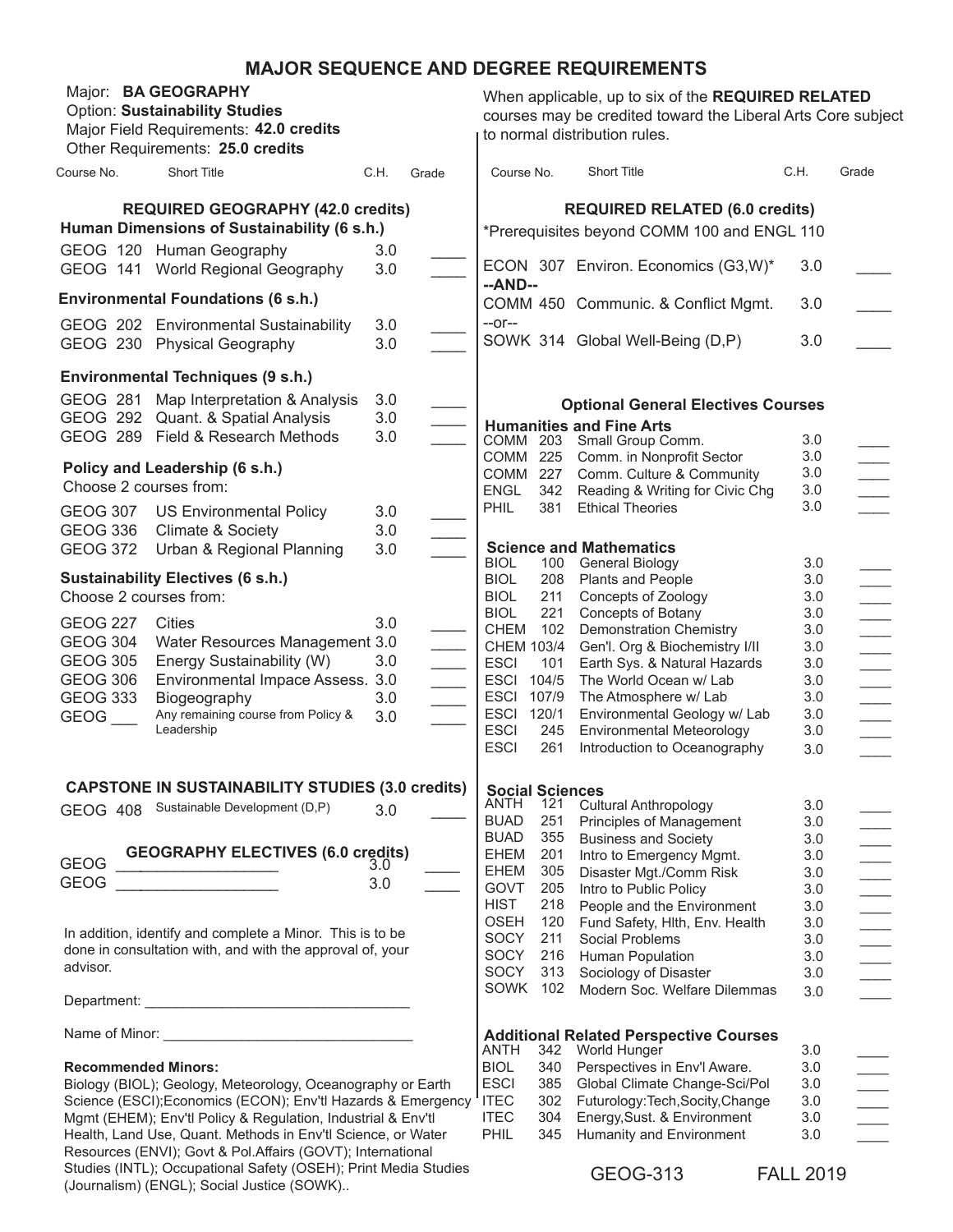# MAJOR SEQUENCE AND DEGREE REQUIREMENTS

Major: **BA GEOGRAPHY**
Option: **Sustainability Studies**
Major Field Requirements: **42.0 credits**
Other Requirements: **25.0 credits**

| Course No. | Short Title | C.H. | Grade |
|---|---|---|---|
| **REQUIRED GEOGRAPHY (42.0 credits)** | | | |
| **Human Dimensions of Sustainability (6 s.h.)** | | | |
| GEOG 120 | Human Geography | 3.0 | ____ |
| GEOG 141 | World Regional Geography | 3.0 | ____ |
| **Environmental Foundations (6 s.h.)** | | | |
| GEOG 202 | Environmental Sustainability | 3.0 | ____ |
| GEOG 230 | Physical Geography | 3.0 | ____ |
| **Environmental Techniques (9 s.h.)** | | | |
| GEOG 281 | Map Interpretation & Analysis | 3.0 | ____ |
| GEOG 292 | Quant. & Spatial Analysis | 3.0 | ____ |
| GEOG 289 | Field & Research Methods | 3.0 | ____ |
| **Policy and Leadership (6 s.h.)** Choose 2 courses from: | | | |
| GEOG 307 | US Environmental Policy | 3.0 | ____ |
| GEOG 336 | Climate & Society | 3.0 | ____ |
| GEOG 372 | Urban & Regional Planning | 3.0 | ____ |
| **Sustainability Electives (6 s.h.)** Choose 2 courses from: | | | |
| GEOG 227 | Cities | 3.0 | ____ |
| GEOG 304 | Water Resources Management | 3.0 | ____ |
| GEOG 305 | Energy Sustainability (W) | 3.0 | ____ |
| GEOG 306 | Environmental Impace Assess. | 3.0 | ____ |
| GEOG 333 | Biogeography | 3.0 | ____ |
| GEOG ___ | Any remaining course from Policy & Leadership | 3.0 | ____ |

**CAPSTONE IN SUSTAINABILITY STUDIES (3.0 credits)**

| | | | |
|---|---|---|---|
| GEOG 408 | Sustainable Development (D,P) | 3.0 | ____ |

**GEOGRAPHY ELECTIVES (6.0 credits)**

| | | | |
|---|---|---|---|
| GEOG | __________________ | 3.0 | ____ |
| GEOG | __________________ | 3.0 | ____ |

In addition, identify and complete a Minor. This is to be done in consultation with, and with the approval of, your advisor.

Department: ________________________________

Name of Minor: ________________________________

**Recommended Minors:**
Biology (BIOL); Geology, Meteorology, Oceanography or Earth Science (ESCI);Economics (ECON); Env'tl Hazards & Emergency Mgmt (EHEM); Env'tl Policy & Regulation, Industrial & Env'tl Health, Land Use, Quant. Methods in Env'tl Science, or Water Resources (ENVI); Govt & Pol.Affairs (GOVT); International Studies (INTL); Occupational Safety (OSEH); Print Media Studies (Journalism) (ENGL); Social Justice (SOWK)..

When applicable, up to six of the **REQUIRED RELATED** courses may be credited toward the Liberal Arts Core subject to normal distribution rules.

| Course No. | Short Title | C.H. | Grade |
|---|---|---|---|
| **REQUIRED RELATED (6.0 credits)** | | | |
| *Prerequisites beyond COMM 100 and ENGL 110 | | | |
| ECON 307 | Environ. Economics (G3,W)* | 3.0 | ____ |
| **--AND--** | | | |
| COMM 450 | Communic. & Conflict Mgmt. | 3.0 | ____ |
| --or-- | | | |
| SOWK 314 | Global Well-Being (D,P) | 3.0 | ____ |

**Optional General Electives Courses**

| Course No. | Short Title | C.H. | Grade |
|---|---|---|---|
| **Humanities and Fine Arts** | | | |
| COMM 203 | Small Group Comm. | 3.0 | ____ |
| COMM 225 | Comm. in Nonprofit Sector | 3.0 | ____ |
| COMM 227 | Comm. Culture & Community | 3.0 | ____ |
| ENGL 342 | Reading & Writing for Civic Chg | 3.0 | ____ |
| PHIL 381 | Ethical Theories | 3.0 | ____ |
| **Science and Mathematics** | | | |
| BIOL 100 | General Biology | 3.0 | ____ |
| BIOL 208 | Plants and People | 3.0 | ____ |
| BIOL 211 | Concepts of Zoology | 3.0 | ____ |
| BIOL 221 | Concepts of Botany | 3.0 | ____ |
| CHEM 102 | Demonstration Chemistry | 3.0 | ____ |
| CHEM 103/4 | Gen'l. Org & Biochemistry I/II | 3.0 | ____ |
| ESCI 101 | Earth Sys. & Natural Hazards | 3.0 | ____ |
| ESCI 104/5 | The World Ocean w/ Lab | 3.0 | ____ |
| ESCI 107/9 | The Atmosphere w/ Lab | 3.0 | ____ |
| ESCI 120/1 | Environmental Geology w/ Lab | 3.0 | ____ |
| ESCI 245 | Environmental Meteorology | 3.0 | ____ |
| ESCI 261 | Introduction to Oceanography | 3.0 | ____ |
| **Social Sciences** | | | |
| ANTH 121 | Cultural Anthropology | 3.0 | ____ |
| BUAD 251 | Principles of Management | 3.0 | ____ |
| BUAD 355 | Business and Society | 3.0 | ____ |
| EHEM 201 | Intro to Emergency Mgmt. | 3.0 | ____ |
| EHEM 305 | Disaster Mgt./Comm Risk | 3.0 | ____ |
| GOVT 205 | Intro to Public Policy | 3.0 | ____ |
| HIST 218 | People and the Environment | 3.0 | ____ |
| OSEH 120 | Fund Safety, Hlth, Env. Health | 3.0 | ____ |
| SOCY 211 | Social Problems | 3.0 | ____ |
| SOCY 216 | Human Population | 3.0 | ____ |
| SOCY 313 | Sociology of Disaster | 3.0 | ____ |
| SOWK 102 | Modern Soc. Welfare Dilemmas | 3.0 | ____ |
| **Additional Related Perspective Courses** | | | |
| ANTH 342 | World Hunger | 3.0 | ____ |
| BIOL 340 | Perspectives in Env'l Aware. | 3.0 | ____ |
| ESCI 385 | Global Climate Change-Sci/Pol | 3.0 | ____ |
| ITEC 302 | Futurology:Tech,Socity,Change | 3.0 | ____ |
| ITEC 304 | Energy,Sust. & Environment | 3.0 | ____ |
| PHIL 345 | Humanity and Environment | 3.0 | ____ |

GEOG-313 FALL 2019